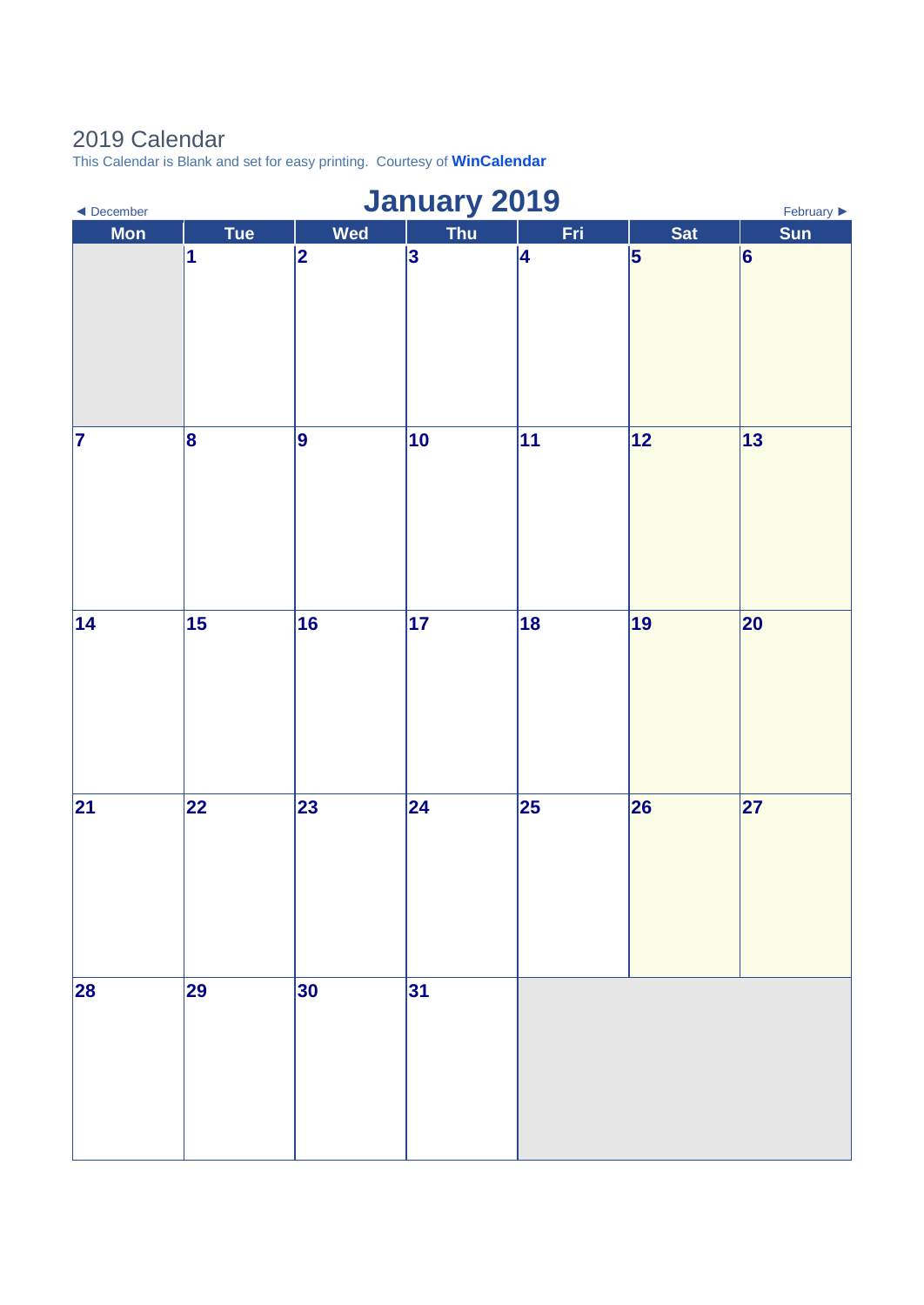2019 Calendar

This Calendar is Blank and set for easy printing. Courtesy of **WinCalendar**

◄ December

# January 2019

February ►

| Mon | Tue | Wed | Thu | Fri | Sat | Sun |
|---|---|---|---|---|---|---|
| | 1 | 2 | 3 | 4 | 5 | 6 |
| 7 | 8 | 9 | 10 | 11 | 12 | 13 |
| 14 | 15 | 16 | 17 | 18 | 19 | 20 |
| 21 | 22 | 23 | 24 | 25 | 26 | 27 |
| 28 | 29 | 30 | 31 | | | |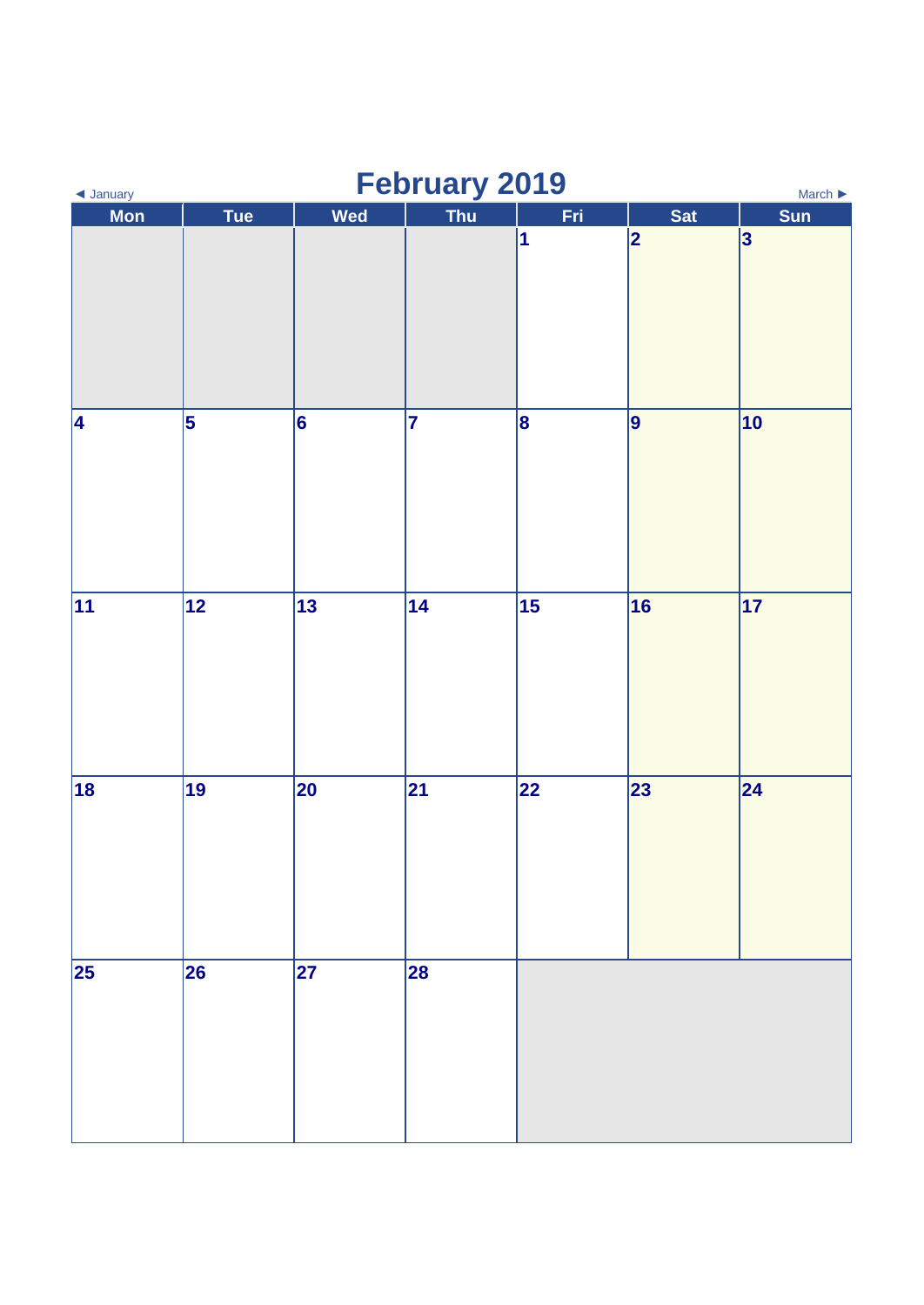# February 2019

◄ January | March ►

| Mon | Tue | Wed | Thu | Fri | Sat | Sun |
|---|---|---|---|---|---|---|
| | | | | 1 | 2 | 3 |
| 4 | 5 | 6 | 7 | 8 | 9 | 10 |
| 11 | 12 | 13 | 14 | 15 | 16 | 17 |
| 18 | 19 | 20 | 21 | 22 | 23 | 24 |
| 25 | 26 | 27 | 28 | | | |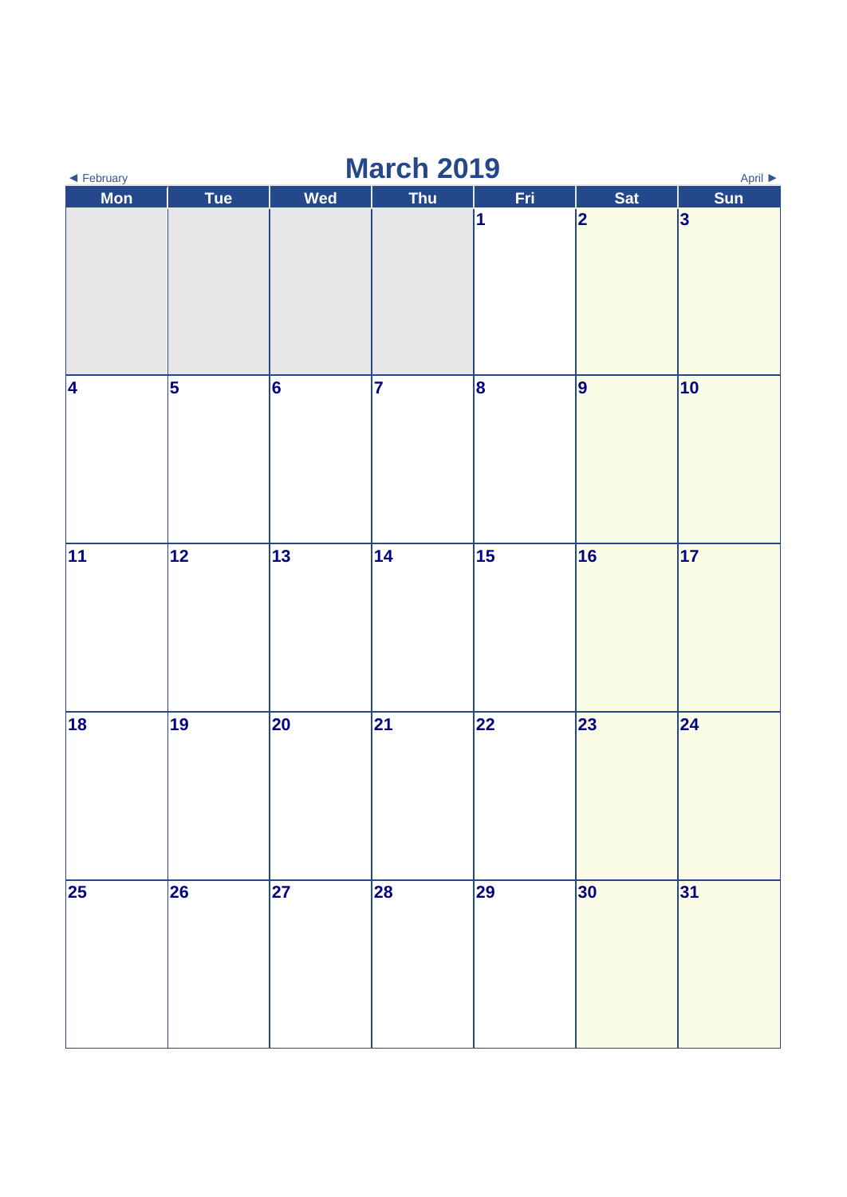◄ February

# March 2019

April ►

| Mon | Tue | Wed | Thu | Fri | Sat | Sun |
|---|---|---|---|---|---|---|
| | | | | 1 | 2 | 3 |
| 4 | 5 | 6 | 7 | 8 | 9 | 10 |
| 11 | 12 | 13 | 14 | 15 | 16 | 17 |
| 18 | 19 | 20 | 21 | 22 | 23 | 24 |
| 25 | 26 | 27 | 28 | 29 | 30 | 31 |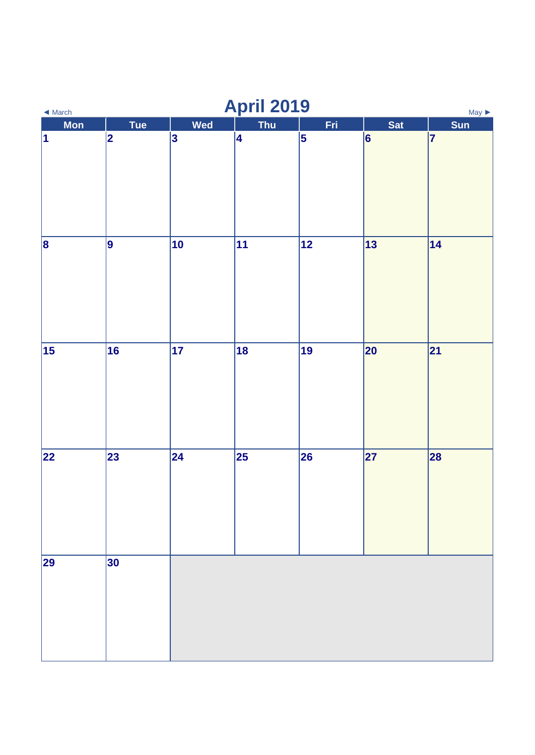◄ March

# April 2019

May ►

| Mon | Tue | Wed | Thu | Fri | Sat | Sun |
|---|---|---|---|---|---|---|
| 1 | 2 | 3 | 4 | 5 | 6 | 7 |
| 8 | 9 | 10 | 11 | 12 | 13 | 14 |
| 15 | 16 | 17 | 18 | 19 | 20 | 21 |
| 22 | 23 | 24 | 25 | 26 | 27 | 28 |
| 29 | 30 | | | | | |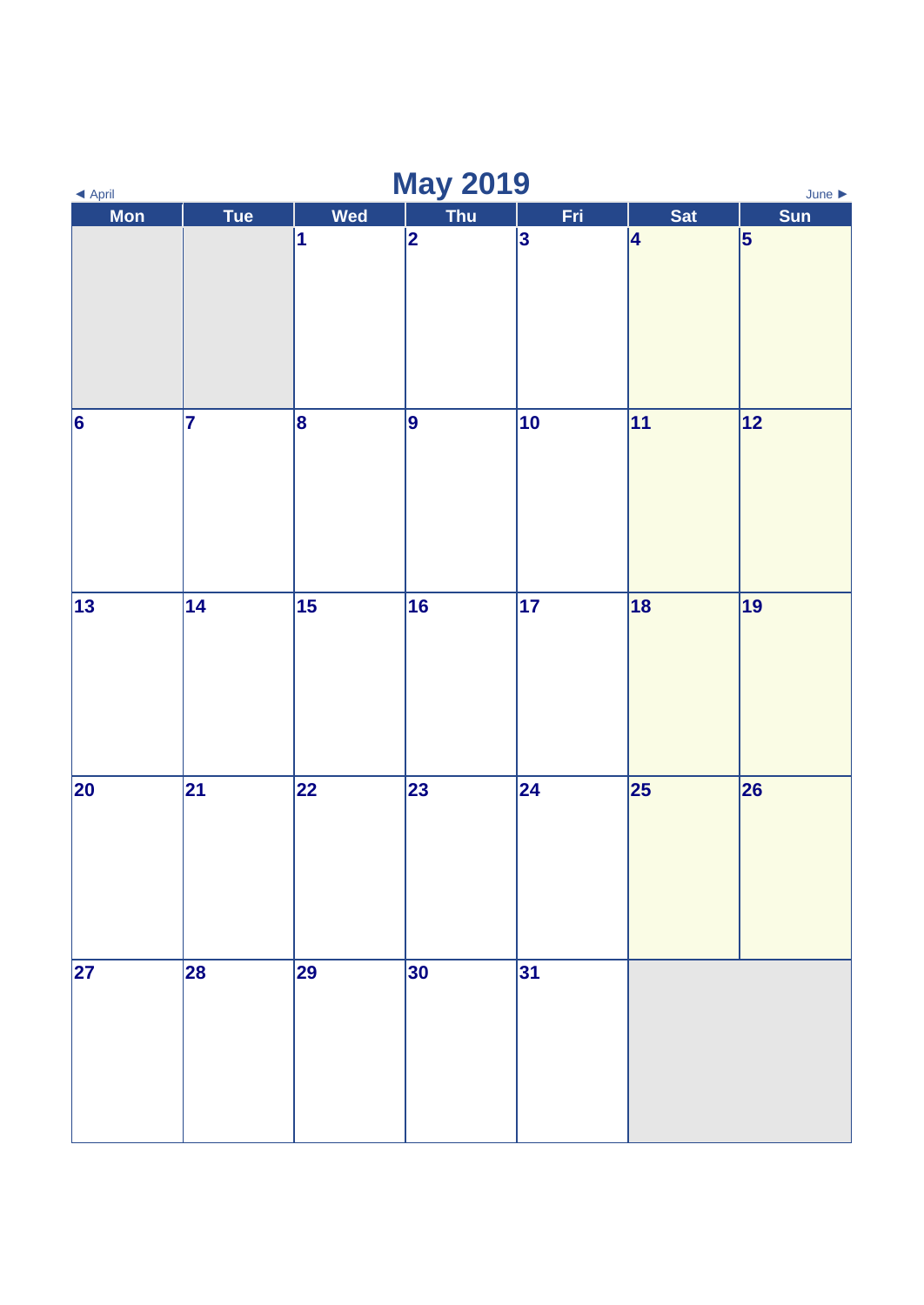# May 2019

◄ April  June ►

| Mon | Tue | Wed | Thu | Fri | Sat | Sun |
|---|---|---|---|---|---|---|
| | | 1 | 2 | 3 | 4 | 5 |
| 6 | 7 | 8 | 9 | 10 | 11 | 12 |
| 13 | 14 | 15 | 16 | 17 | 18 | 19 |
| 20 | 21 | 22 | 23 | 24 | 25 | 26 |
| 27 | 28 | 29 | 30 | 31 | | |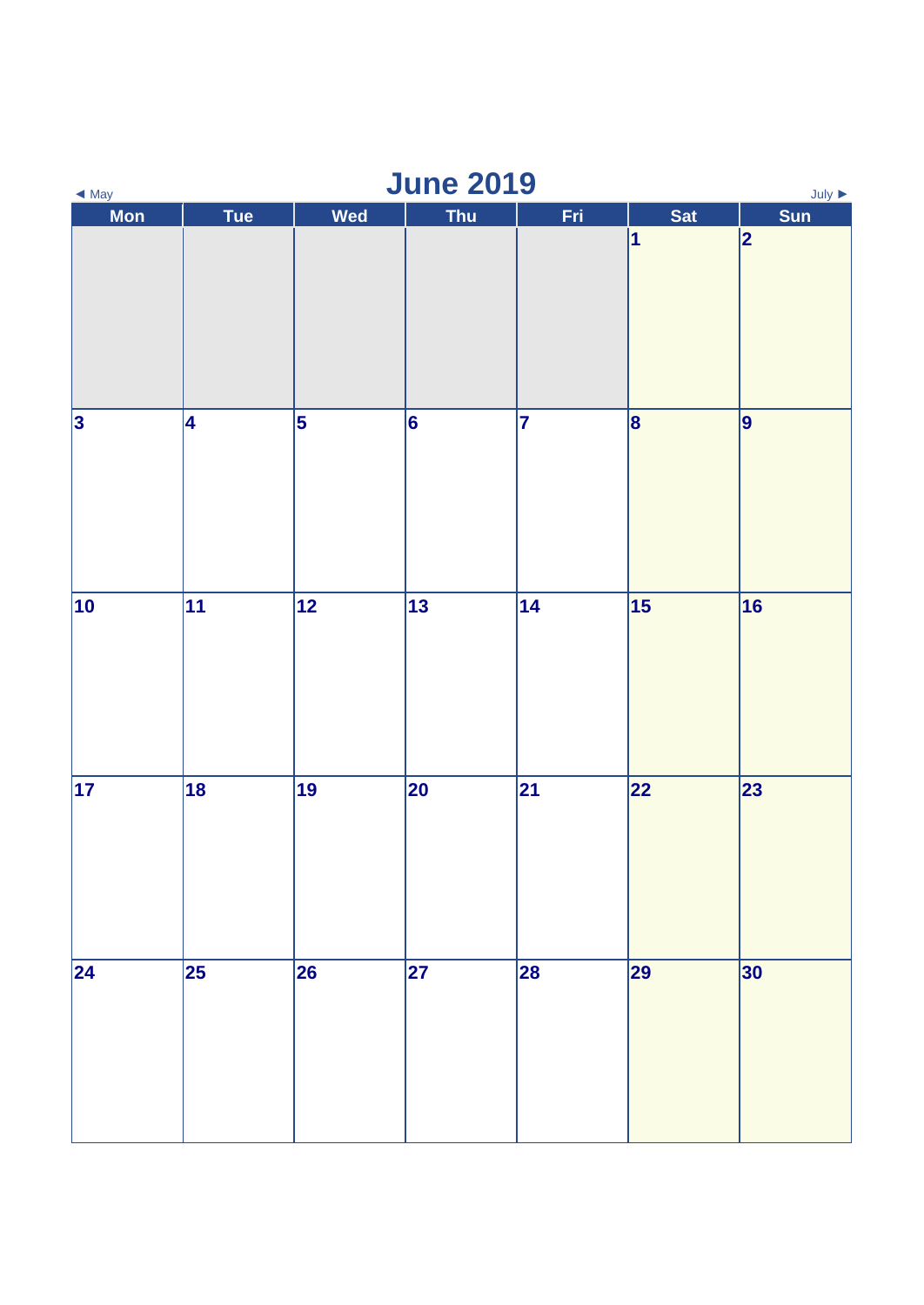◄ May

# June 2019

July ►

| Mon | Tue | Wed | Thu | Fri | Sat | Sun |
|---|---|---|---|---|---|---|
| | | | | | 1 | 2 |
| 3 | 4 | 5 | 6 | 7 | 8 | 9 |
| 10 | 11 | 12 | 13 | 14 | 15 | 16 |
| 17 | 18 | 19 | 20 | 21 | 22 | 23 |
| 24 | 25 | 26 | 27 | 28 | 29 | 30 |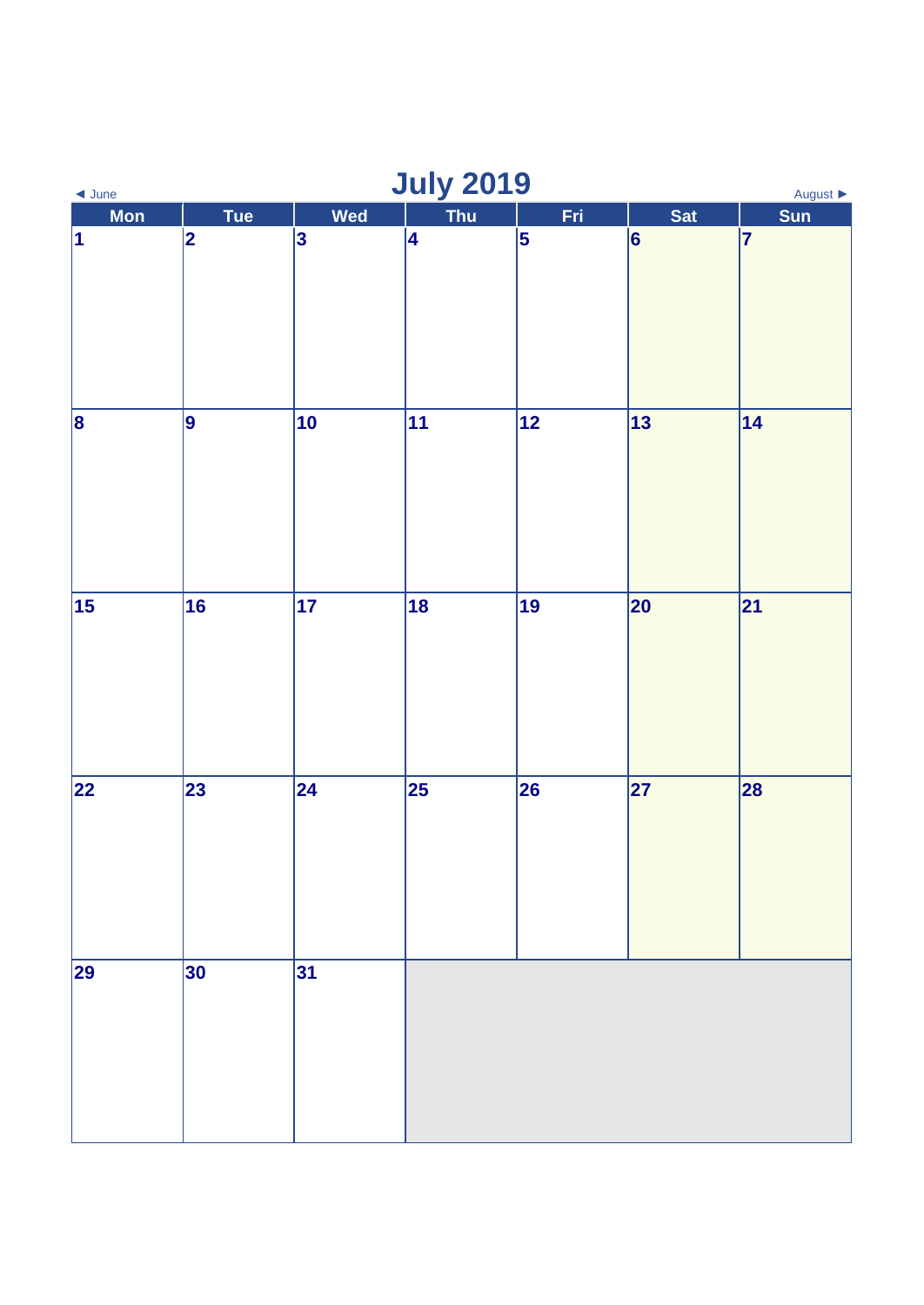◄ June

# July 2019

August ►

| Mon | Tue | Wed | Thu | Fri | Sat | Sun |
|---|---|---|---|---|---|---|
| 1 | 2 | 3 | 4 | 5 | 6 | 7 |
| 8 | 9 | 10 | 11 | 12 | 13 | 14 |
| 15 | 16 | 17 | 18 | 19 | 20 | 21 |
| 22 | 23 | 24 | 25 | 26 | 27 | 28 |
| 29 | 30 | 31 | | | | |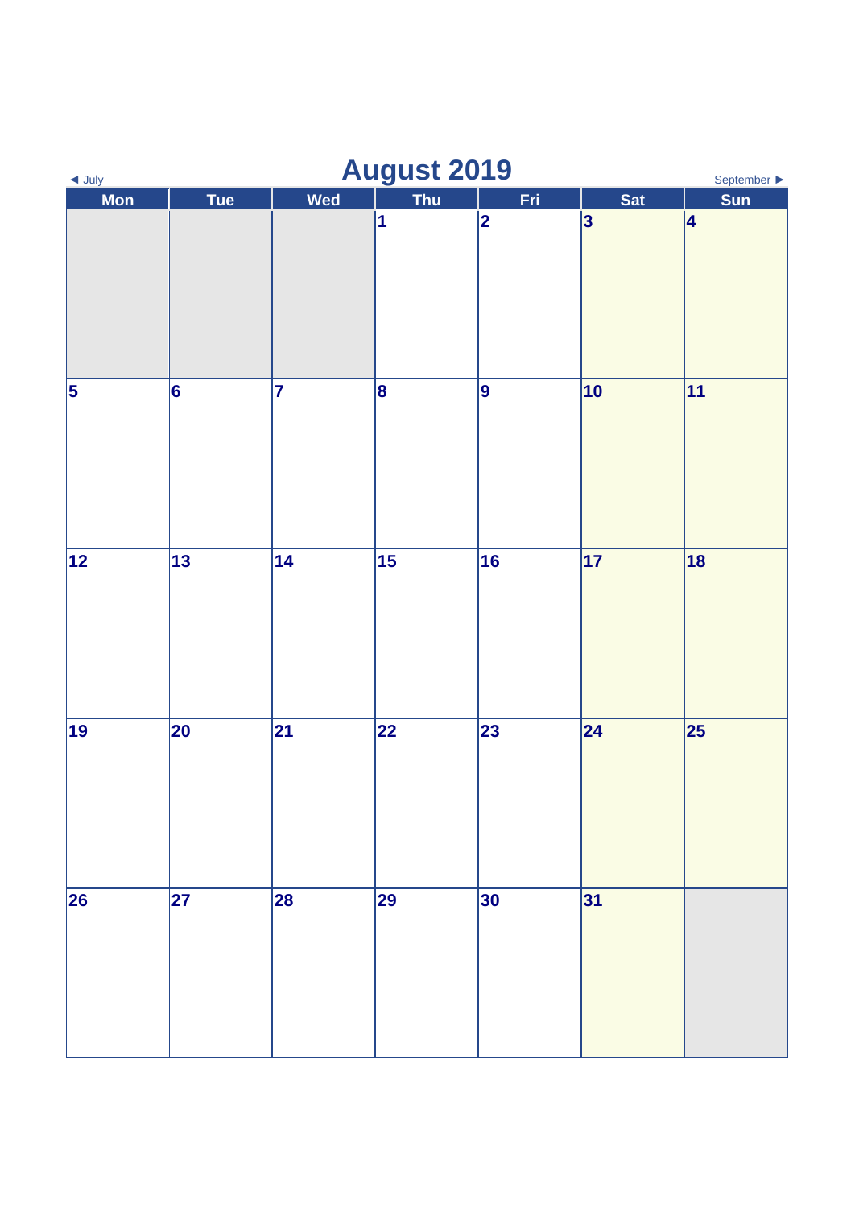◄ July

# August 2019

September ►

| Mon | Tue | Wed | Thu | Fri | Sat | Sun |
|---|---|---|---|---|---|---|
| | | | 1 | 2 | 3 | 4 |
| 5 | 6 | 7 | 8 | 9 | 10 | 11 |
| 12 | 13 | 14 | 15 | 16 | 17 | 18 |
| 19 | 20 | 21 | 22 | 23 | 24 | 25 |
| 26 | 27 | 28 | 29 | 30 | 31 | |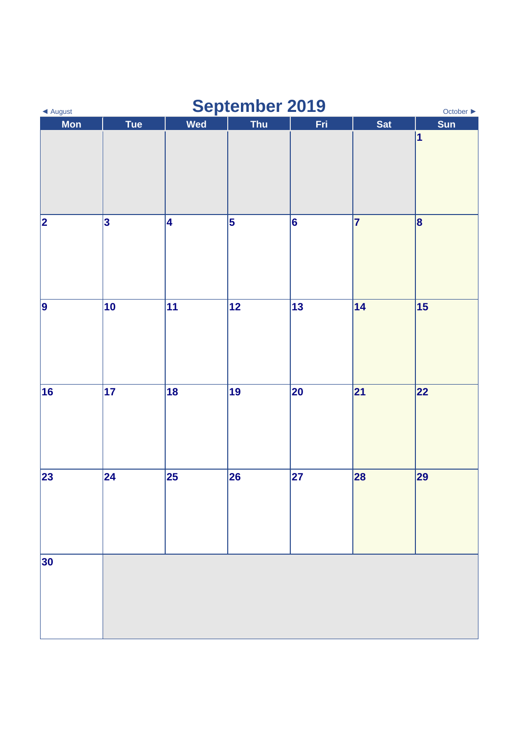◄ August

# September 2019

October ►

| Mon | Tue | Wed | Thu | Fri | Sat | Sun |
| --- | --- | --- | --- | --- | --- | --- |
| | | | | | | 1 |
| 2 | 3 | 4 | 5 | 6 | 7 | 8 |
| 9 | 10 | 11 | 12 | 13 | 14 | 15 |
| 16 | 17 | 18 | 19 | 20 | 21 | 22 |
| 23 | 24 | 25 | 26 | 27 | 28 | 29 |
| 30 | | | | | | |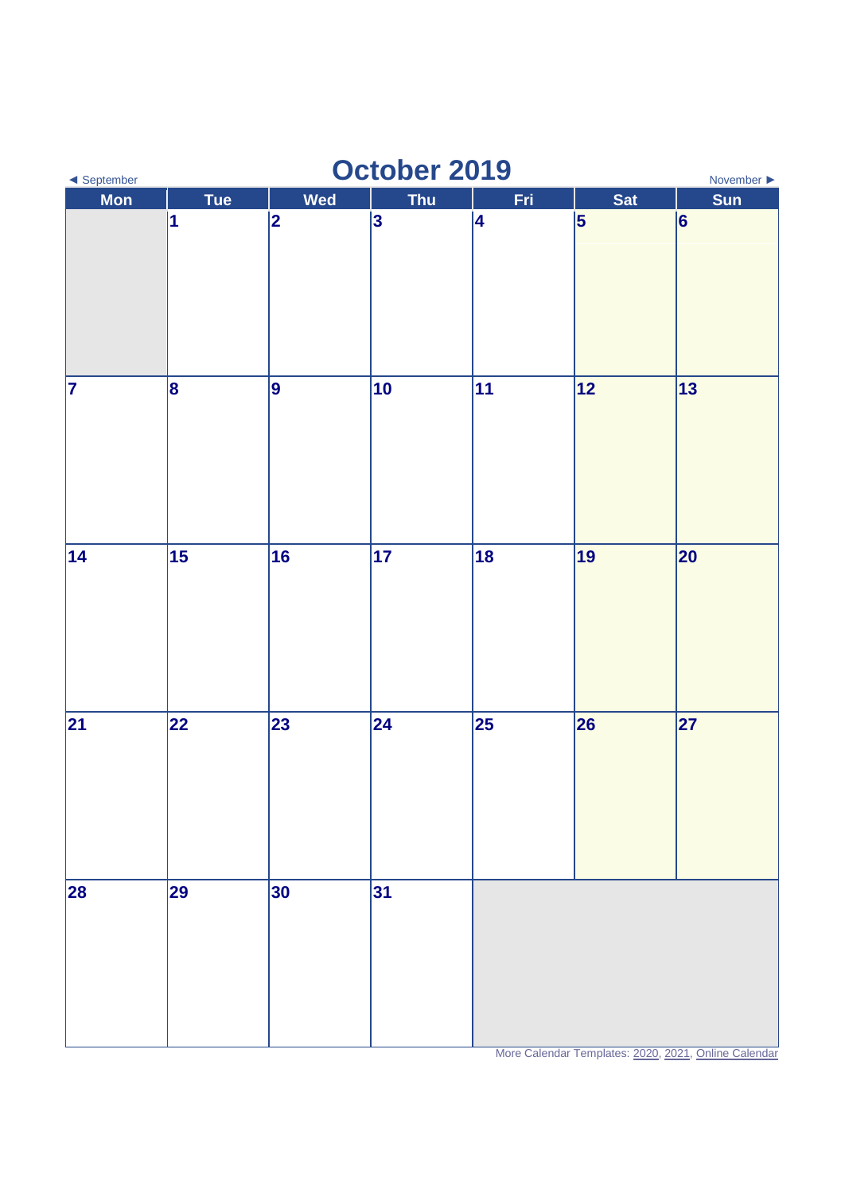◄ September

# October 2019

November ►

| Mon | Tue | Wed | Thu | Fri | Sat | Sun |
|---|---|---|---|---|---|---|
| | 1 | 2 | 3 | 4 | 5 | 6 |
| 7 | 8 | 9 | 10 | 11 | 12 | 13 |
| 14 | 15 | 16 | 17 | 18 | 19 | 20 |
| 21 | 22 | 23 | 24 | 25 | 26 | 27 |
| 28 | 29 | 30 | 31 | | | |

More Calendar Templates: 2020, 2021, Online Calendar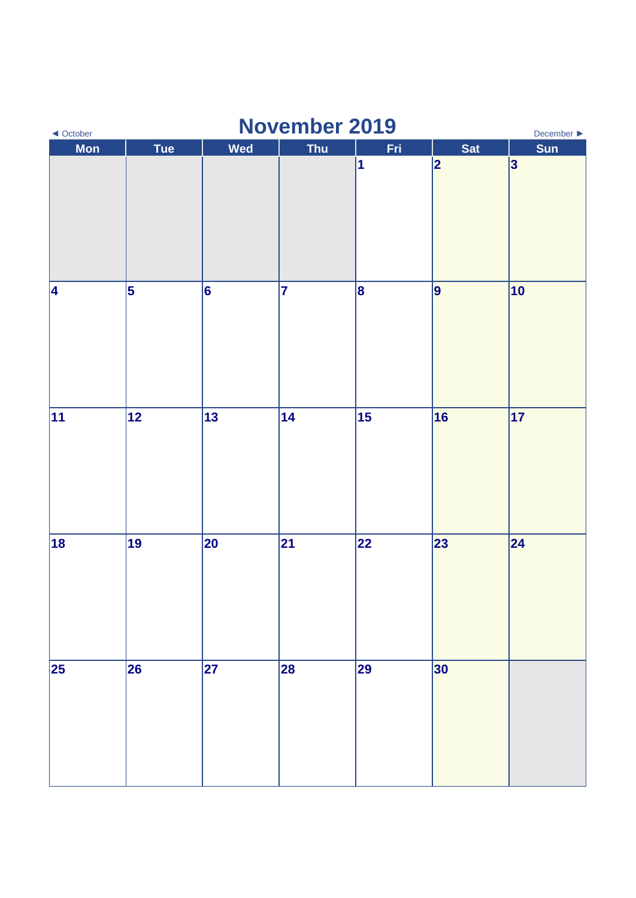◄ October

# November 2019

December ►

| Mon | Tue | Wed | Thu | Fri | Sat | Sun |
|---|---|---|---|---|---|---|
| | | | | 1 | 2 | 3 |
| 4 | 5 | 6 | 7 | 8 | 9 | 10 |
| 11 | 12 | 13 | 14 | 15 | 16 | 17 |
| 18 | 19 | 20 | 21 | 22 | 23 | 24 |
| 25 | 26 | 27 | 28 | 29 | 30 | |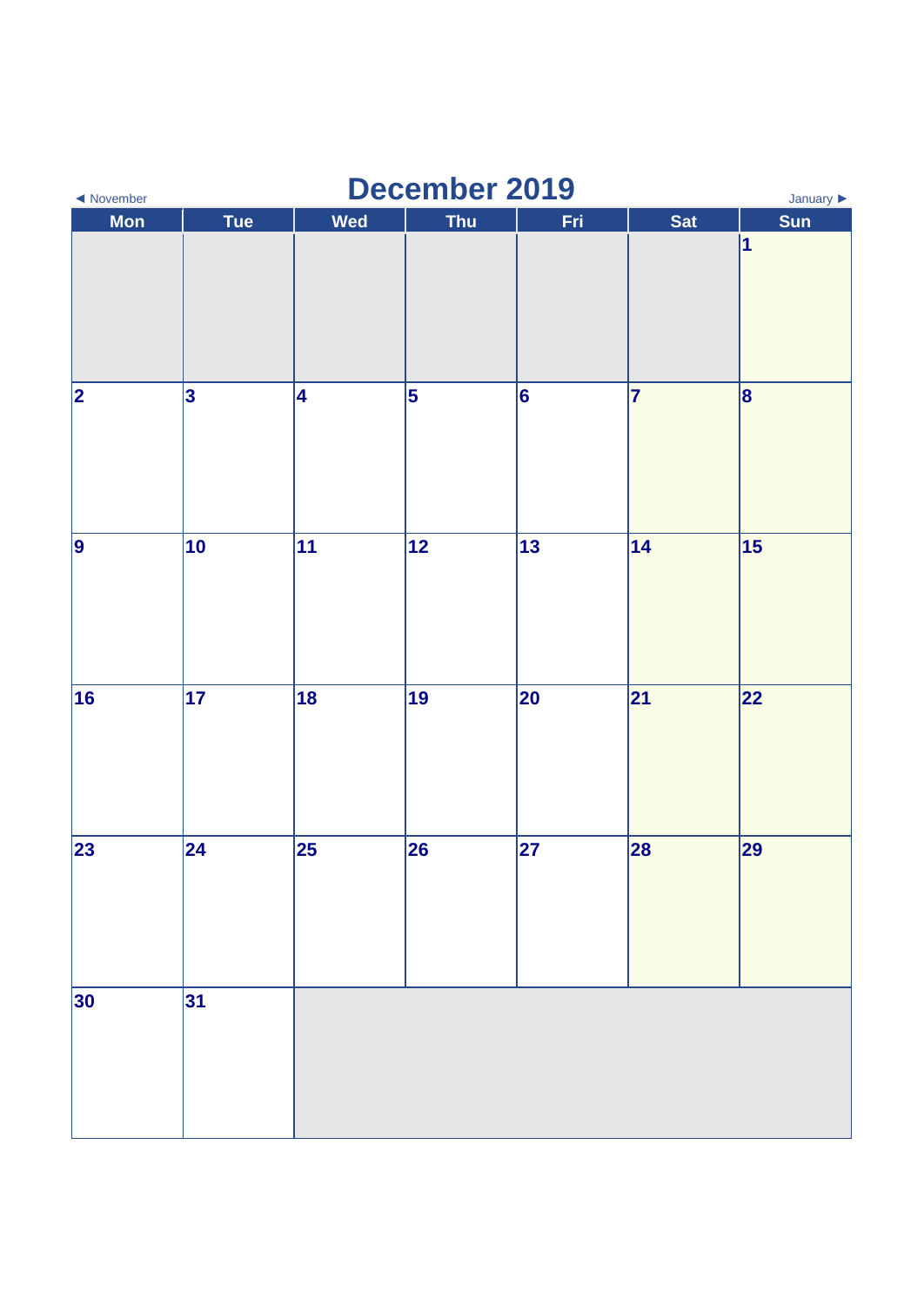◄ November

# December 2019

January ►

| Mon | Tue | Wed | Thu | Fri | Sat | Sun |
|---|---|---|---|---|---|---|
| | | | | | | 1 |
| 2 | 3 | 4 | 5 | 6 | 7 | 8 |
| 9 | 10 | 11 | 12 | 13 | 14 | 15 |
| 16 | 17 | 18 | 19 | 20 | 21 | 22 |
| 23 | 24 | 25 | 26 | 27 | 28 | 29 |
| 30 | 31 | | | | | |